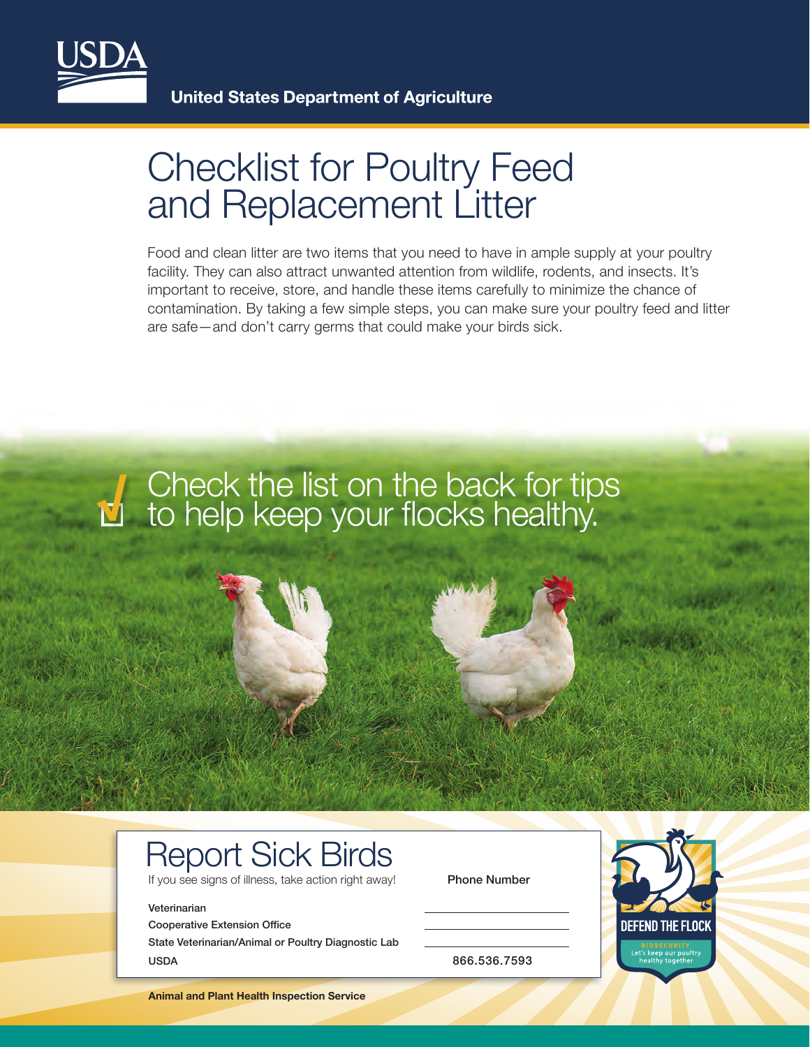United States Department of Agriculture

# Checklist for Poultry Feed and Replacement Litter

Food and clean litter are two items that you need to have in ample supply at your poultry facility. They can also attract unwanted attention from wildlife, rodents, and insects. It's important to receive, store, and handle these items carefully to minimize the chance of contamination. By taking a few simple steps, you can make sure your poultry feed and litter are safe—and don't carry germs that could make your birds sick.

Check the list on the back for tips to help keep your flocks healthy.

## Report Sick Birds

If you see signs of illness, take action right away!

| | Phone Number |
|---|---|
| Veterinarian | |
| Cooperative Extension Office | |
| State Veterinarian/Animal or Poultry Diagnostic Lab | |
| USDA | 866.536.7593 |

DEFEND THE FLOCK

BIOSECURITY

Let's keep our poultry healthy together

**Animal and Plant Health Inspection Service**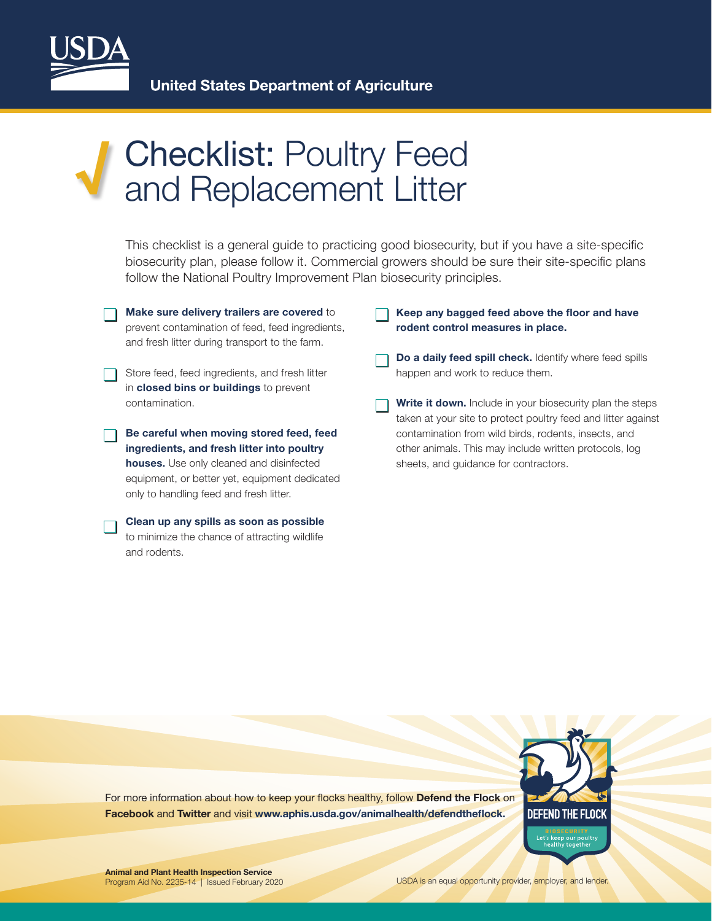United States Department of Agriculture

# Checklist: Poultry Feed and Replacement Litter

This checklist is a general guide to practicing good biosecurity, but if you have a site-specific biosecurity plan, please follow it. Commercial growers should be sure their site-specific plans follow the National Poultry Improvement Plan biosecurity principles.

- [ ] **Make sure delivery trailers are covered** to prevent contamination of feed, feed ingredients, and fresh litter during transport to the farm.
- [ ] Store feed, feed ingredients, and fresh litter in **closed bins or buildings** to prevent contamination.
- [ ] **Be careful when moving stored feed, feed ingredients, and fresh litter into poultry houses.** Use only cleaned and disinfected equipment, or better yet, equipment dedicated only to handling feed and fresh litter.
- [ ] **Clean up any spills as soon as possible** to minimize the chance of attracting wildlife and rodents.
- [ ] **Keep any bagged feed above the floor and have rodent control measures in place.**
- [ ] **Do a daily feed spill check.** Identify where feed spills happen and work to reduce them.
- [ ] **Write it down.** Include in your biosecurity plan the steps taken at your site to protect poultry feed and litter against contamination from wild birds, rodents, insects, and other animals. This may include written protocols, log sheets, and guidance for contractors.

For more information about how to keep your flocks healthy, follow **Defend the Flock** on **Facebook** and **Twitter** and visit **www.aphis.usda.gov/animalhealth/defendtheflock.**

DEFEND THE FLOCK
BIOSECURITY
Let's keep our poultry healthy together

**Animal and Plant Health Inspection Service**
Program Aid No. 2235-14 | Issued February 2020

USDA is an equal opportunity provider, employer, and lender.